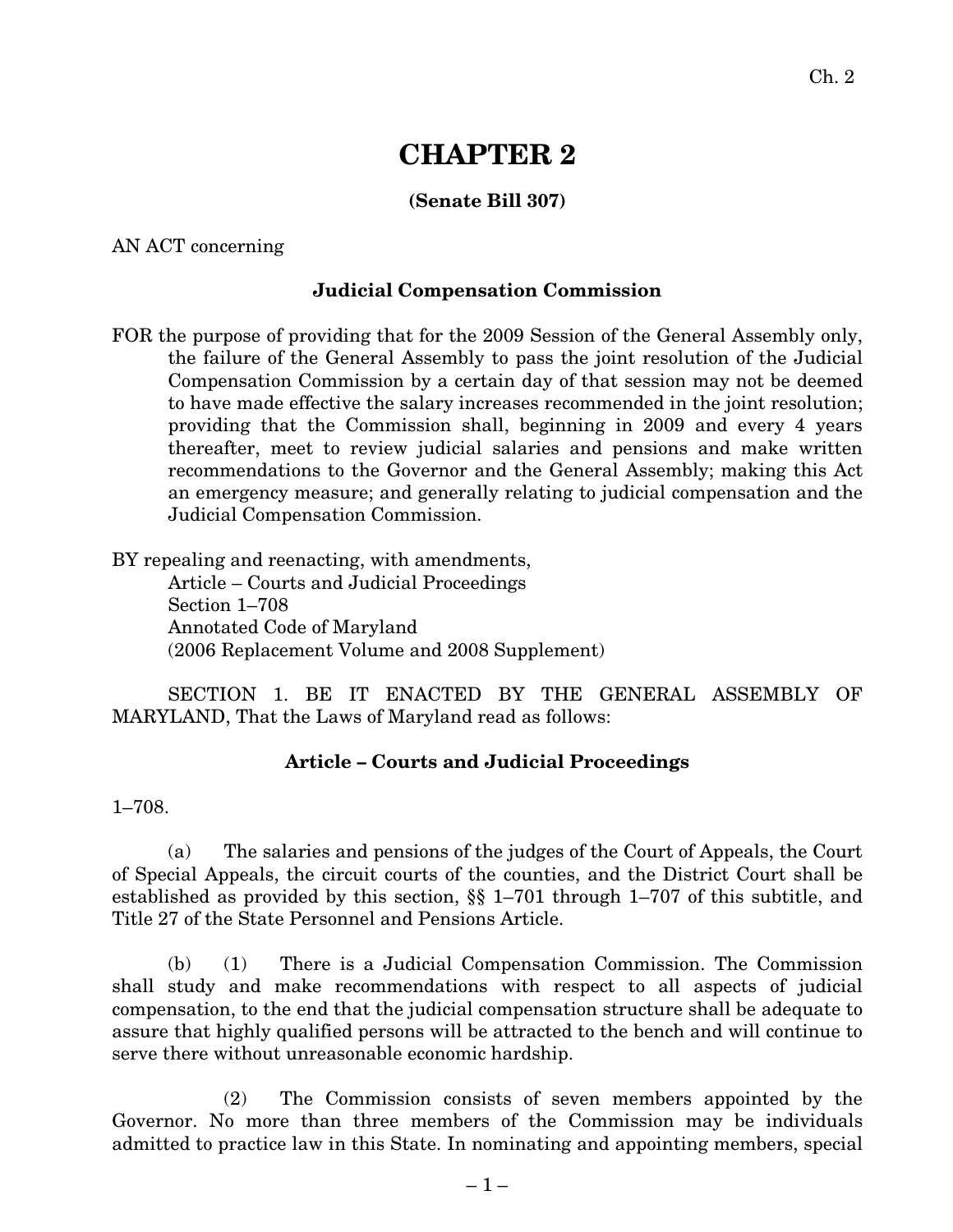# CHAPTER 2

**(Senate Bill 307)**

AN ACT concerning

**Judicial Compensation Commission**

FOR the purpose of providing that for the 2009 Session of the General Assembly only, the failure of the General Assembly to pass the joint resolution of the Judicial Compensation Commission by a certain day of that session may not be deemed to have made effective the salary increases recommended in the joint resolution; providing that the Commission shall, beginning in 2009 and every 4 years thereafter, meet to review judicial salaries and pensions and make written recommendations to the Governor and the General Assembly; making this Act an emergency measure; and generally relating to judicial compensation and the Judicial Compensation Commission.

BY repealing and reenacting, with amendments,
Article – Courts and Judicial Proceedings
Section 1–708
Annotated Code of Maryland
(2006 Replacement Volume and 2008 Supplement)

SECTION 1. BE IT ENACTED BY THE GENERAL ASSEMBLY OF MARYLAND, That the Laws of Maryland read as follows:

**Article – Courts and Judicial Proceedings**

1–708.

(a) The salaries and pensions of the judges of the Court of Appeals, the Court of Special Appeals, the circuit courts of the counties, and the District Court shall be established as provided by this section, §§ 1–701 through 1–707 of this subtitle, and Title 27 of the State Personnel and Pensions Article.

(b) (1) There is a Judicial Compensation Commission. The Commission shall study and make recommendations with respect to all aspects of judicial compensation, to the end that the judicial compensation structure shall be adequate to assure that highly qualified persons will be attracted to the bench and will continue to serve there without unreasonable economic hardship.

(2) The Commission consists of seven members appointed by the Governor. No more than three members of the Commission may be individuals admitted to practice law in this State. In nominating and appointing members, special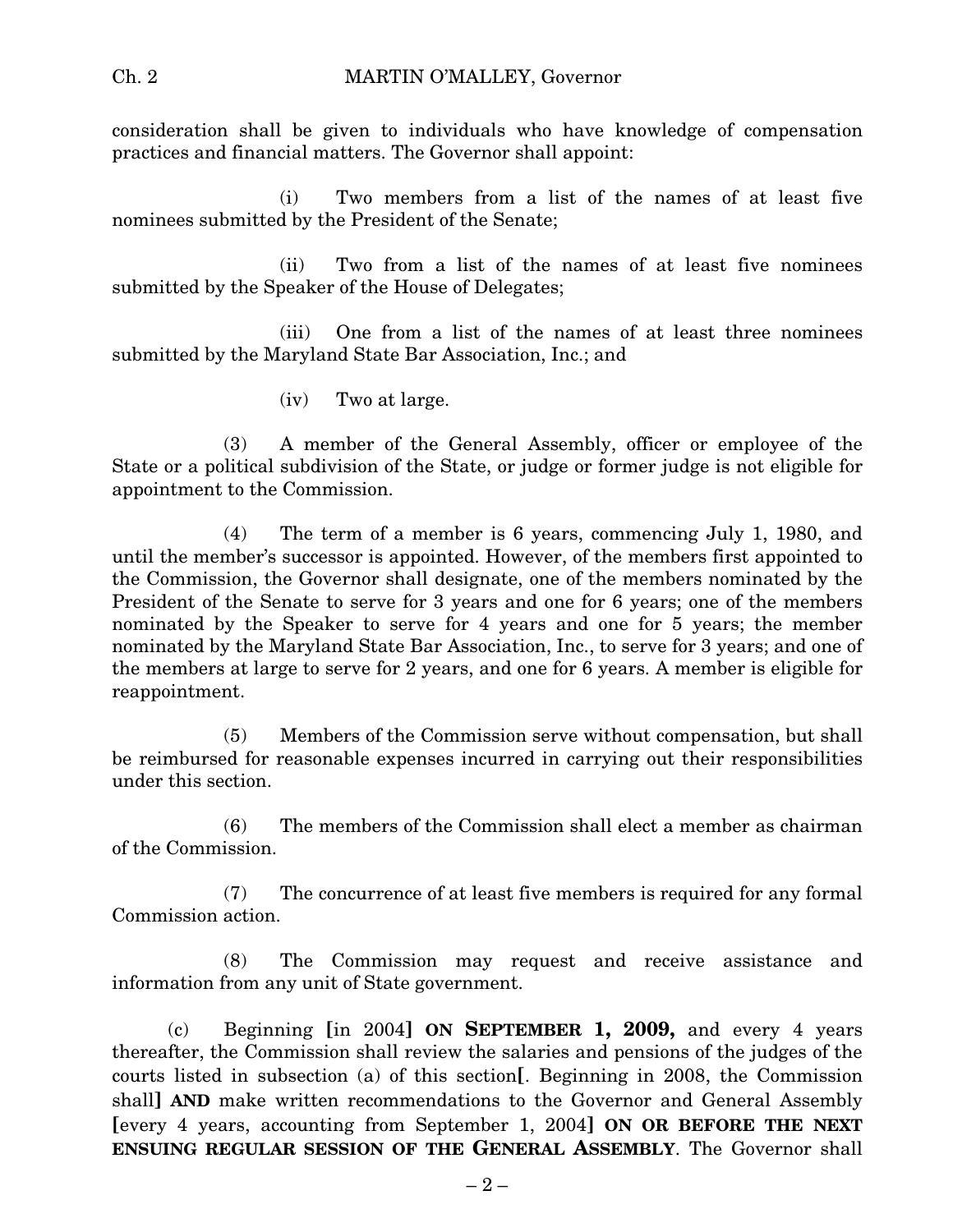consideration shall be given to individuals who have knowledge of compensation practices and financial matters. The Governor shall appoint:

(i) Two members from a list of the names of at least five nominees submitted by the President of the Senate;

(ii) Two from a list of the names of at least five nominees submitted by the Speaker of the House of Delegates;

(iii) One from a list of the names of at least three nominees submitted by the Maryland State Bar Association, Inc.; and

(iv) Two at large.

(3) A member of the General Assembly, officer or employee of the State or a political subdivision of the State, or judge or former judge is not eligible for appointment to the Commission.

(4) The term of a member is 6 years, commencing July 1, 1980, and until the member's successor is appointed. However, of the members first appointed to the Commission, the Governor shall designate, one of the members nominated by the President of the Senate to serve for 3 years and one for 6 years; one of the members nominated by the Speaker to serve for 4 years and one for 5 years; the member nominated by the Maryland State Bar Association, Inc., to serve for 3 years; and one of the members at large to serve for 2 years, and one for 6 years. A member is eligible for reappointment.

(5) Members of the Commission serve without compensation, but shall be reimbursed for reasonable expenses incurred in carrying out their responsibilities under this section.

(6) The members of the Commission shall elect a member as chairman of the Commission.

(7) The concurrence of at least five members is required for any formal Commission action.

(8) The Commission may request and receive assistance and information from any unit of State government.

(c) Beginning **[**in 2004**]** **ON SEPTEMBER 1, 2009,** and every 4 years thereafter, the Commission shall review the salaries and pensions of the judges of the courts listed in subsection (a) of this section**[**. Beginning in 2008, the Commission shall**]** **AND** make written recommendations to the Governor and General Assembly **[**every 4 years, accounting from September 1, 2004**]** **ON OR BEFORE THE NEXT ENSUING REGULAR SESSION OF THE GENERAL ASSEMBLY**. The Governor shall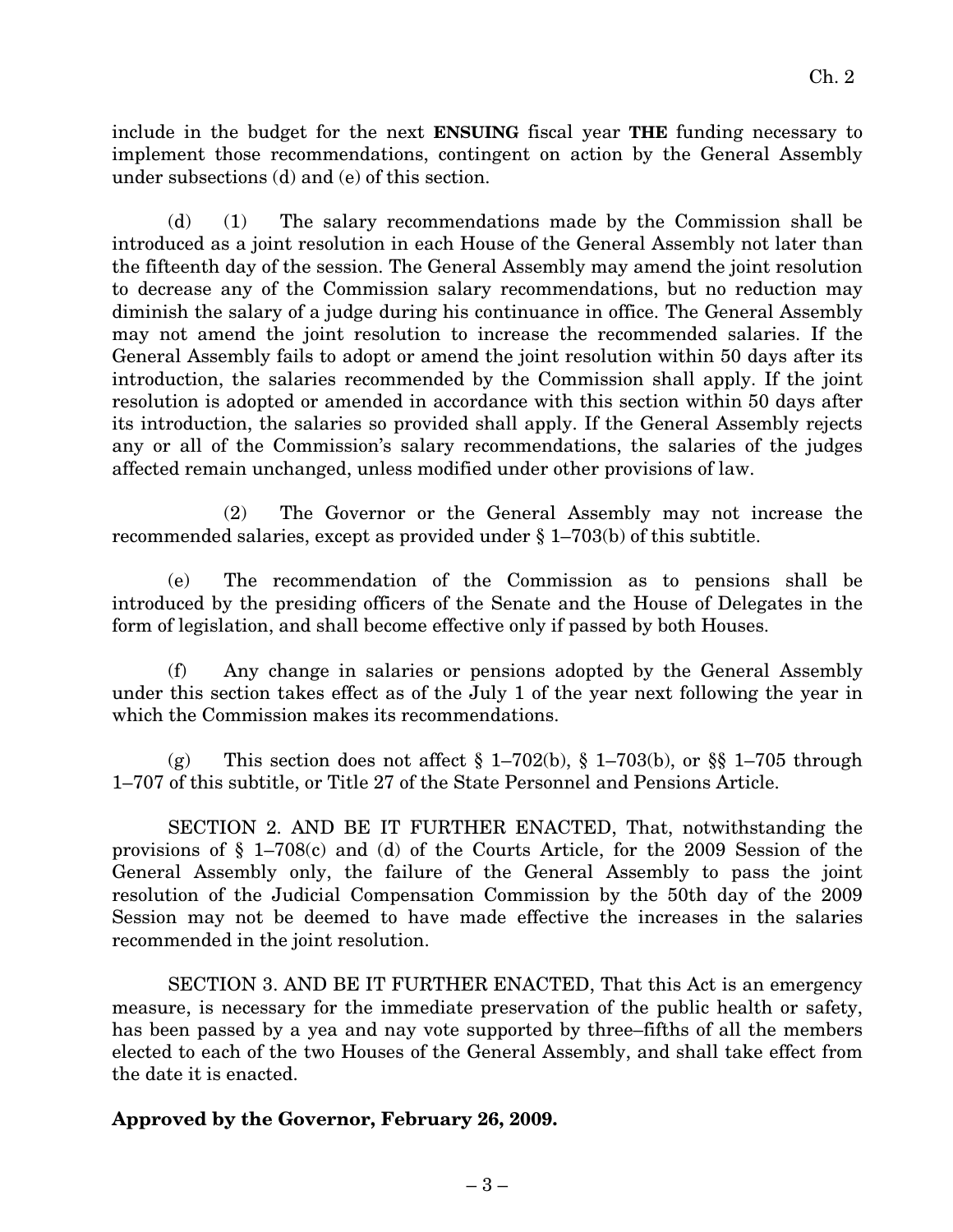include in the budget for the next **ENSUING** fiscal year **THE** funding necessary to implement those recommendations, contingent on action by the General Assembly under subsections (d) and (e) of this section.

(d) (1) The salary recommendations made by the Commission shall be introduced as a joint resolution in each House of the General Assembly not later than the fifteenth day of the session. The General Assembly may amend the joint resolution to decrease any of the Commission salary recommendations, but no reduction may diminish the salary of a judge during his continuance in office. The General Assembly may not amend the joint resolution to increase the recommended salaries. If the General Assembly fails to adopt or amend the joint resolution within 50 days after its introduction, the salaries recommended by the Commission shall apply. If the joint resolution is adopted or amended in accordance with this section within 50 days after its introduction, the salaries so provided shall apply. If the General Assembly rejects any or all of the Commission's salary recommendations, the salaries of the judges affected remain unchanged, unless modified under other provisions of law.

(2) The Governor or the General Assembly may not increase the recommended salaries, except as provided under § 1–703(b) of this subtitle.

(e) The recommendation of the Commission as to pensions shall be introduced by the presiding officers of the Senate and the House of Delegates in the form of legislation, and shall become effective only if passed by both Houses.

(f) Any change in salaries or pensions adopted by the General Assembly under this section takes effect as of the July 1 of the year next following the year in which the Commission makes its recommendations.

(g) This section does not affect § 1–702(b), § 1–703(b), or §§ 1–705 through 1–707 of this subtitle, or Title 27 of the State Personnel and Pensions Article.

SECTION 2. AND BE IT FURTHER ENACTED, That, notwithstanding the provisions of § 1–708(c) and (d) of the Courts Article, for the 2009 Session of the General Assembly only, the failure of the General Assembly to pass the joint resolution of the Judicial Compensation Commission by the 50th day of the 2009 Session may not be deemed to have made effective the increases in the salaries recommended in the joint resolution.

SECTION 3. AND BE IT FURTHER ENACTED, That this Act is an emergency measure, is necessary for the immediate preservation of the public health or safety, has been passed by a yea and nay vote supported by three–fifths of all the members elected to each of the two Houses of the General Assembly, and shall take effect from the date it is enacted.

**Approved by the Governor, February 26, 2009.**